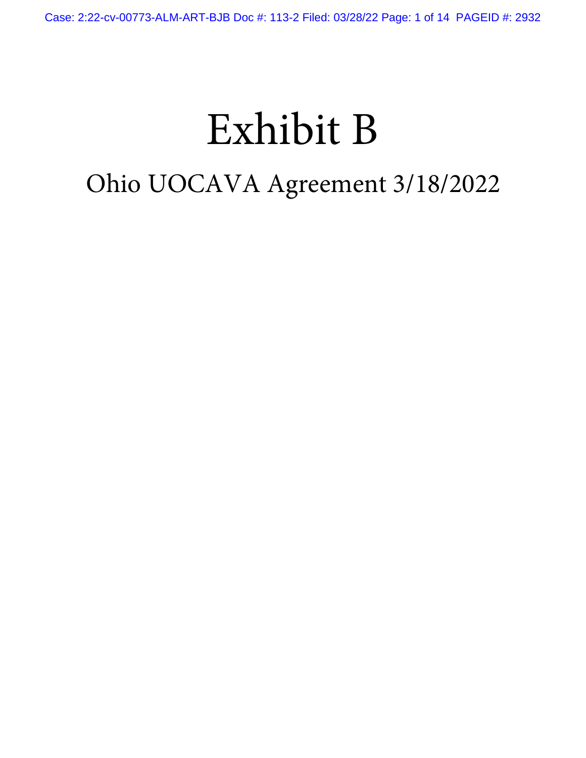# Exhibit B

## Ohio UOCAVA Agreement 3/18/2022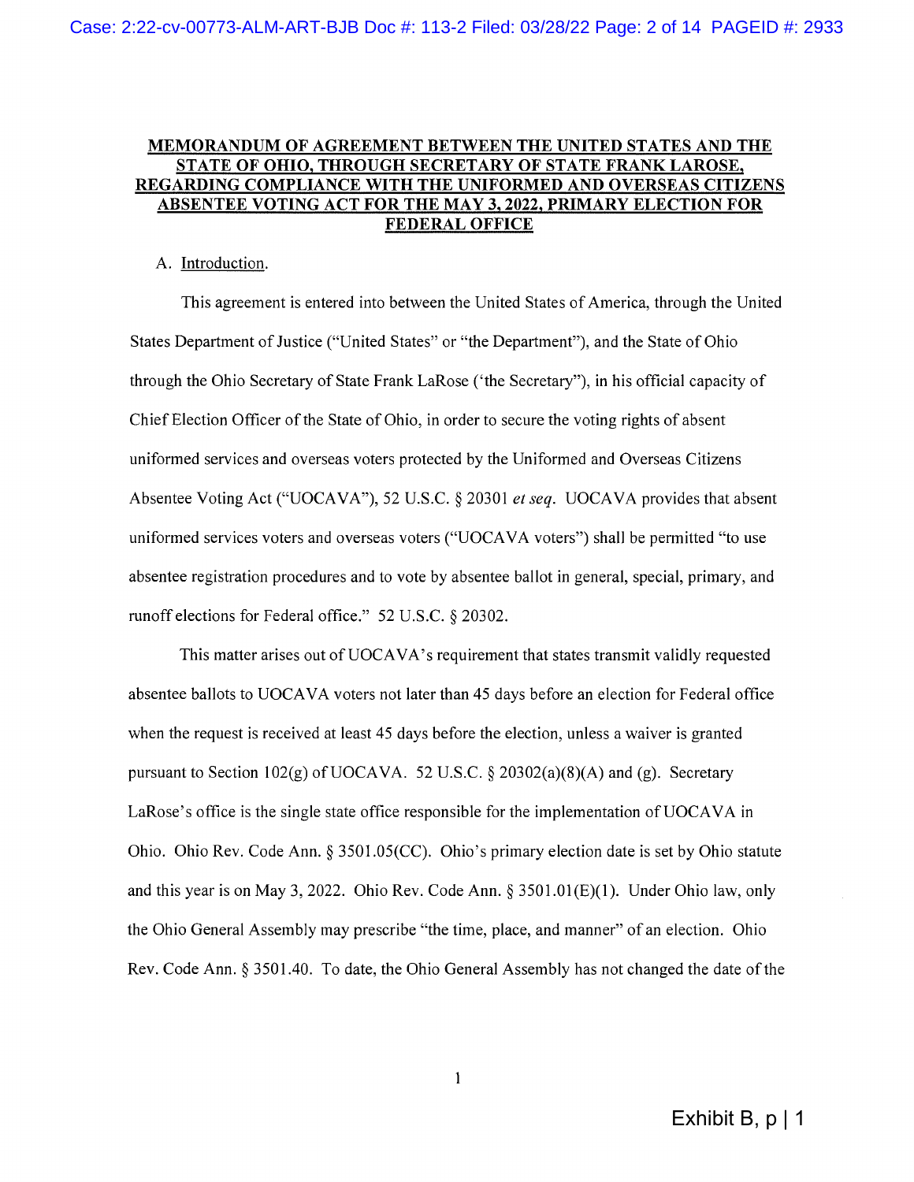**MEMORANDUM OF AGREEMENT BETWEEN THE UNITED STATES AND THE STATE OF OHIO, THROUGH SECRETARY OF STATE FRANK LAROSE, REGARDING COMPLIANCE WITH THE UNIFORMED AND OVERSEAS CITIZENS ABSENTEE VOTING ACT FOR THE MAY 3, 2022, PRIMARY ELECTION FOR FEDERAL OFFICE**

A. Introduction.

This agreement is entered into between the United States of America, through the United States Department of Justice ("United States" or "the Department"), and the State of Ohio through the Ohio Secretary of State Frank LaRose ('the Secretary"), in his official capacity of Chief Election Officer of the State of Ohio, in order to secure the voting rights of absent uniformed services and overseas voters protected by the Uniformed and Overseas Citizens Absentee Voting Act ("UOCAVA"), 52 U.S.C. § 20301 *et seq.* UOCAVA provides that absent uniformed services voters and overseas voters ("UOCAVA voters") shall be permitted "to use absentee registration procedures and to vote by absentee ballot in general, special, primary, and runoff elections for Federal office." 52 U.S.C. § 20302.

This matter arises out of UOCAVA's requirement that states transmit validly requested absentee ballots to UOCAVA voters not later than 45 days before an election for Federal office when the request is received at least 45 days before the election, unless a waiver is granted pursuant to Section 102(g) of UOCAVA. 52 U.S.C. § 20302(a)(8)(A) and (g). Secretary LaRose's office is the single state office responsible for the implementation of UOCAVA in Ohio. Ohio Rev. Code Ann. § 3501.05(CC). Ohio's primary election date is set by Ohio statute and this year is on May 3, 2022. Ohio Rev. Code Ann. § 3501.01(E)(1). Under Ohio law, only the Ohio General Assembly may prescribe "the time, place, and manner" of an election. Ohio Rev. Code Ann. § 3501.40. To date, the Ohio General Assembly has not changed the date of the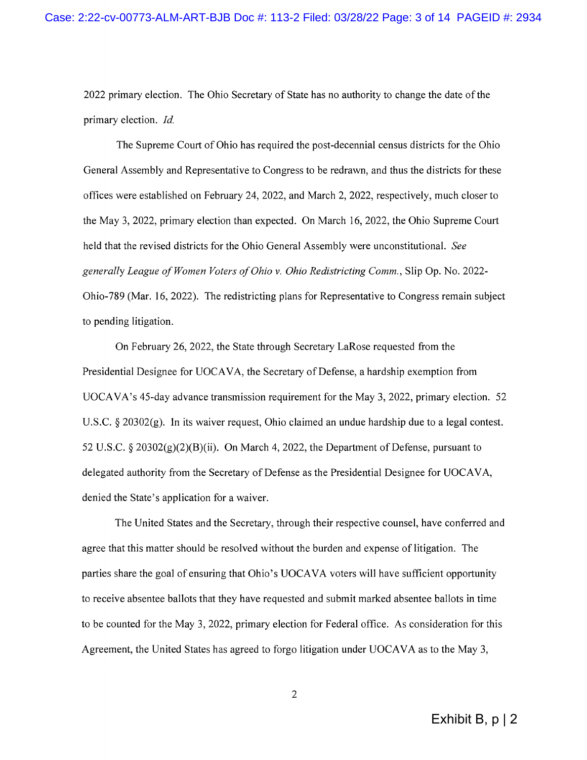2022 primary election. The Ohio Secretary of State has no authority to change the date of the primary election. *Id.*

The Supreme Court of Ohio has required the post-decennial census districts for the Ohio General Assembly and Representative to Congress to be redrawn, and thus the districts for these offices were established on February 24, 2022, and March 2, 2022, respectively, much closer to the May 3, 2022, primary election than expected. On March 16, 2022, the Ohio Supreme Court held that the revised districts for the Ohio General Assembly were unconstitutional. *See generally League of Women Voters of Ohio v. Ohio Redistricting Comm.*, Slip Op. No. 2022-Ohio-789 (Mar. 16, 2022). The redistricting plans for Representative to Congress remain subject to pending litigation.

On February 26, 2022, the State through Secretary LaRose requested from the Presidential Designee for UOCAVA, the Secretary of Defense, a hardship exemption from UOCAVA's 45-day advance transmission requirement for the May 3, 2022, primary election. 52 U.S.C. § 20302(g). In its waiver request, Ohio claimed an undue hardship due to a legal contest. 52 U.S.C. § 20302(g)(2)(B)(ii). On March 4, 2022, the Department of Defense, pursuant to delegated authority from the Secretary of Defense as the Presidential Designee for UOCAVA, denied the State's application for a waiver.

The United States and the Secretary, through their respective counsel, have conferred and agree that this matter should be resolved without the burden and expense of litigation. The parties share the goal of ensuring that Ohio's UOCAVA voters will have sufficient opportunity to receive absentee ballots that they have requested and submit marked absentee ballots in time to be counted for the May 3, 2022, primary election for Federal office. As consideration for this Agreement, the United States has agreed to forgo litigation under UOCAVA as to the May 3,

Exhibit B, p | 2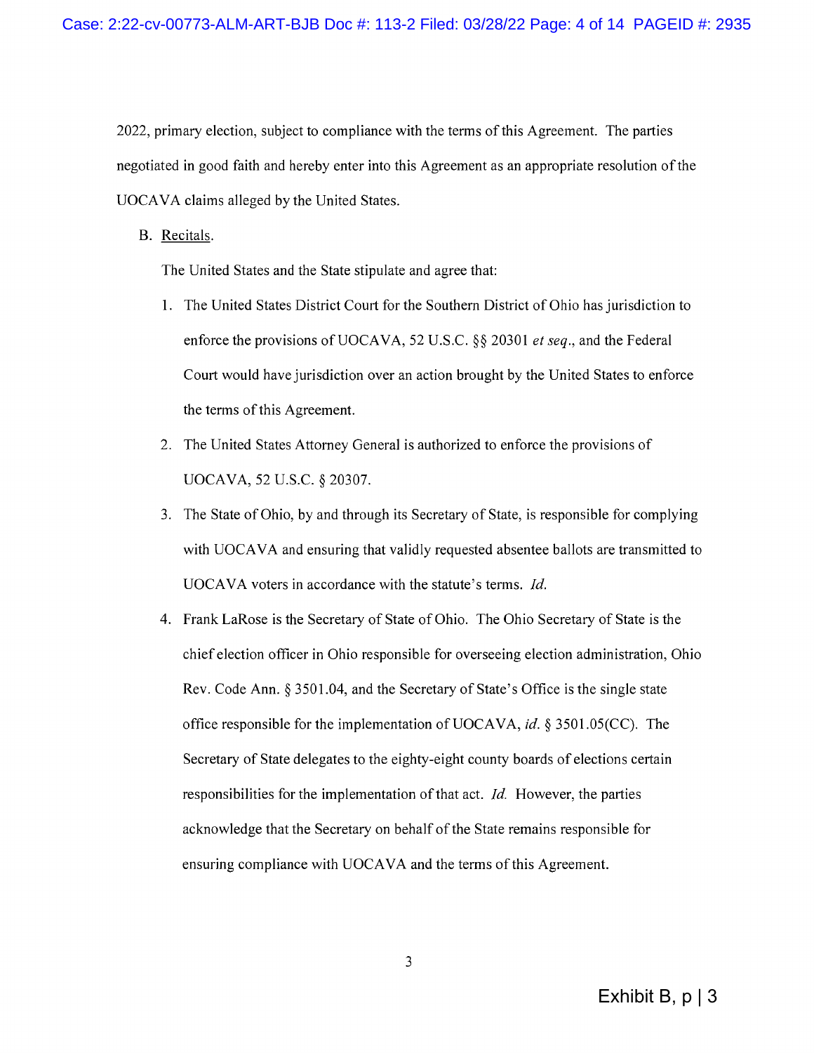2022, primary election, subject to compliance with the terms of this Agreement. The parties negotiated in good faith and hereby enter into this Agreement as an appropriate resolution of the UOCAVA claims alleged by the United States.

B. Recitals.

The United States and the State stipulate and agree that:

1. The United States District Court for the Southern District of Ohio has jurisdiction to enforce the provisions of UOCAVA, 52 U.S.C. §§ 20301 *et seq*., and the Federal Court would have jurisdiction over an action brought by the United States to enforce the terms of this Agreement.
2. The United States Attorney General is authorized to enforce the provisions of UOCAVA, 52 U.S.C. § 20307.
3. The State of Ohio, by and through its Secretary of State, is responsible for complying with UOCAVA and ensuring that validly requested absentee ballots are transmitted to UOCAVA voters in accordance with the statute's terms. *Id.*
4. Frank LaRose is the Secretary of State of Ohio. The Ohio Secretary of State is the chief election officer in Ohio responsible for overseeing election administration, Ohio Rev. Code Ann. § 3501.04, and the Secretary of State's Office is the single state office responsible for the implementation of UOCAVA, *id.* § 3501.05(CC). The Secretary of State delegates to the eighty-eight county boards of elections certain responsibilities for the implementation of that act. *Id.* However, the parties acknowledge that the Secretary on behalf of the State remains responsible for ensuring compliance with UOCAVA and the terms of this Agreement.

Exhibit B, p | 3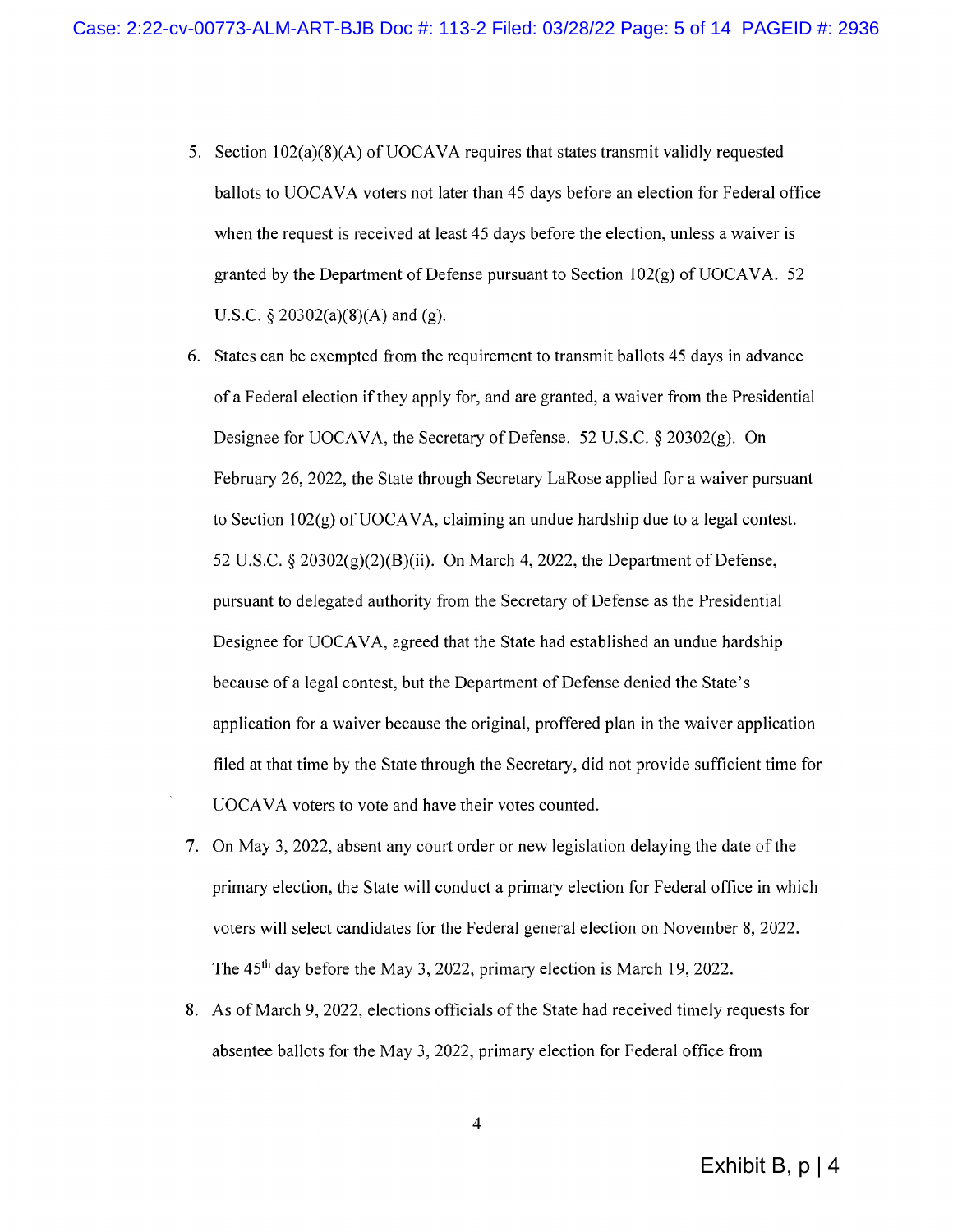5. Section 102(a)(8)(A) of UOCAVA requires that states transmit validly requested ballots to UOCAVA voters not later than 45 days before an election for Federal office when the request is received at least 45 days before the election, unless a waiver is granted by the Department of Defense pursuant to Section 102(g) of UOCAVA. 52 U.S.C. § 20302(a)(8)(A) and (g).

6. States can be exempted from the requirement to transmit ballots 45 days in advance of a Federal election if they apply for, and are granted, a waiver from the Presidential Designee for UOCAVA, the Secretary of Defense. 52 U.S.C. § 20302(g). On February 26, 2022, the State through Secretary LaRose applied for a waiver pursuant to Section 102(g) of UOCAVA, claiming an undue hardship due to a legal contest. 52 U.S.C. § 20302(g)(2)(B)(ii). On March 4, 2022, the Department of Defense, pursuant to delegated authority from the Secretary of Defense as the Presidential Designee for UOCAVA, agreed that the State had established an undue hardship because of a legal contest, but the Department of Defense denied the State's application for a waiver because the original, proffered plan in the waiver application filed at that time by the State through the Secretary, did not provide sufficient time for UOCAVA voters to vote and have their votes counted.

7. On May 3, 2022, absent any court order or new legislation delaying the date of the primary election, the State will conduct a primary election for Federal office in which voters will select candidates for the Federal general election on November 8, 2022. The 45th day before the May 3, 2022, primary election is March 19, 2022.

8. As of March 9, 2022, elections officials of the State had received timely requests for absentee ballots for the May 3, 2022, primary election for Federal office from

Exhibit B, p | 4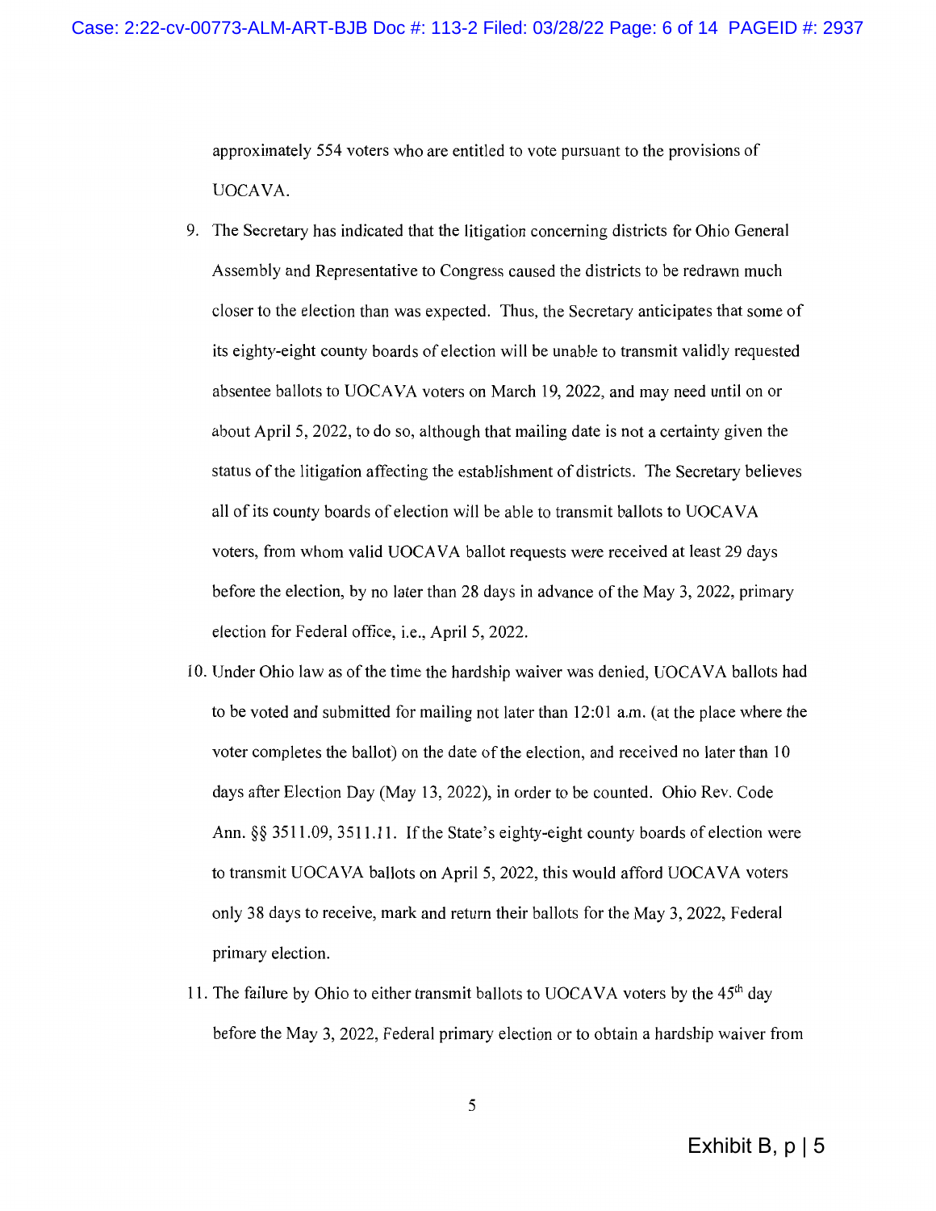approximately 554 voters who are entitled to vote pursuant to the provisions of UOCAVA.

9. The Secretary has indicated that the litigation concerning districts for Ohio General Assembly and Representative to Congress caused the districts to be redrawn much closer to the election than was expected. Thus, the Secretary anticipates that some of its eighty-eight county boards of election will be unable to transmit validly requested absentee ballots to UOCAVA voters on March 19, 2022, and may need until on or about April 5, 2022, to do so, although that mailing date is not a certainty given the status of the litigation affecting the establishment of districts. The Secretary believes all of its county boards of election will be able to transmit ballots to UOCAVA voters, from whom valid UOCAVA ballot requests were received at least 29 days before the election, by no later than 28 days in advance of the May 3, 2022, primary election for Federal office, i.e., April 5, 2022.

10. Under Ohio law as of the time the hardship waiver was denied, UOCAVA ballots had to be voted and submitted for mailing not later than 12:01 a.m. (at the place where the voter completes the ballot) on the date of the election, and received no later than 10 days after Election Day (May 13, 2022), in order to be counted. Ohio Rev. Code Ann. §§ 3511.09, 3511.11. If the State's eighty-eight county boards of election were to transmit UOCAVA ballots on April 5, 2022, this would afford UOCAVA voters only 38 days to receive, mark and return their ballots for the May 3, 2022, Federal primary election.

11. The failure by Ohio to either transmit ballots to UOCAVA voters by the 45th day before the May 3, 2022, Federal primary election or to obtain a hardship waiver from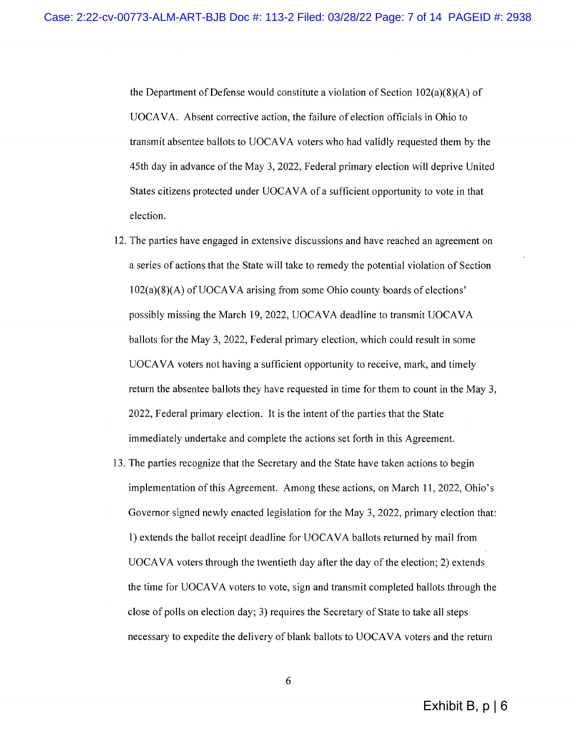the Department of Defense would constitute a violation of Section 102(a)(8)(A) of UOCAVA. Absent corrective action, the failure of election officials in Ohio to transmit absentee ballots to UOCAVA voters who had validly requested them by the 45th day in advance of the May 3, 2022, Federal primary election will deprive United States citizens protected under UOCAVA of a sufficient opportunity to vote in that election.

12. The parties have engaged in extensive discussions and have reached an agreement on a series of actions that the State will take to remedy the potential violation of Section 102(a)(8)(A) of UOCAVA arising from some Ohio county boards of elections' possibly missing the March 19, 2022, UOCAVA deadline to transmit UOCAVA ballots for the May 3, 2022, Federal primary election, which could result in some UOCAVA voters not having a sufficient opportunity to receive, mark, and timely return the absentee ballots they have requested in time for them to count in the May 3, 2022, Federal primary election. It is the intent of the parties that the State immediately undertake and complete the actions set forth in this Agreement.

13. The parties recognize that the Secretary and the State have taken actions to begin implementation of this Agreement. Among these actions, on March 11, 2022, Ohio's Governor signed newly enacted legislation for the May 3, 2022, primary election that: 1) extends the ballot receipt deadline for UOCAVA ballots returned by mail from UOCAVA voters through the twentieth day after the day of the election; 2) extends the time for UOCAVA voters to vote, sign and transmit completed ballots through the close of polls on election day; 3) requires the Secretary of State to take all steps necessary to expedite the delivery of blank ballots to UOCAVA voters and the return

Exhibit B, p | 6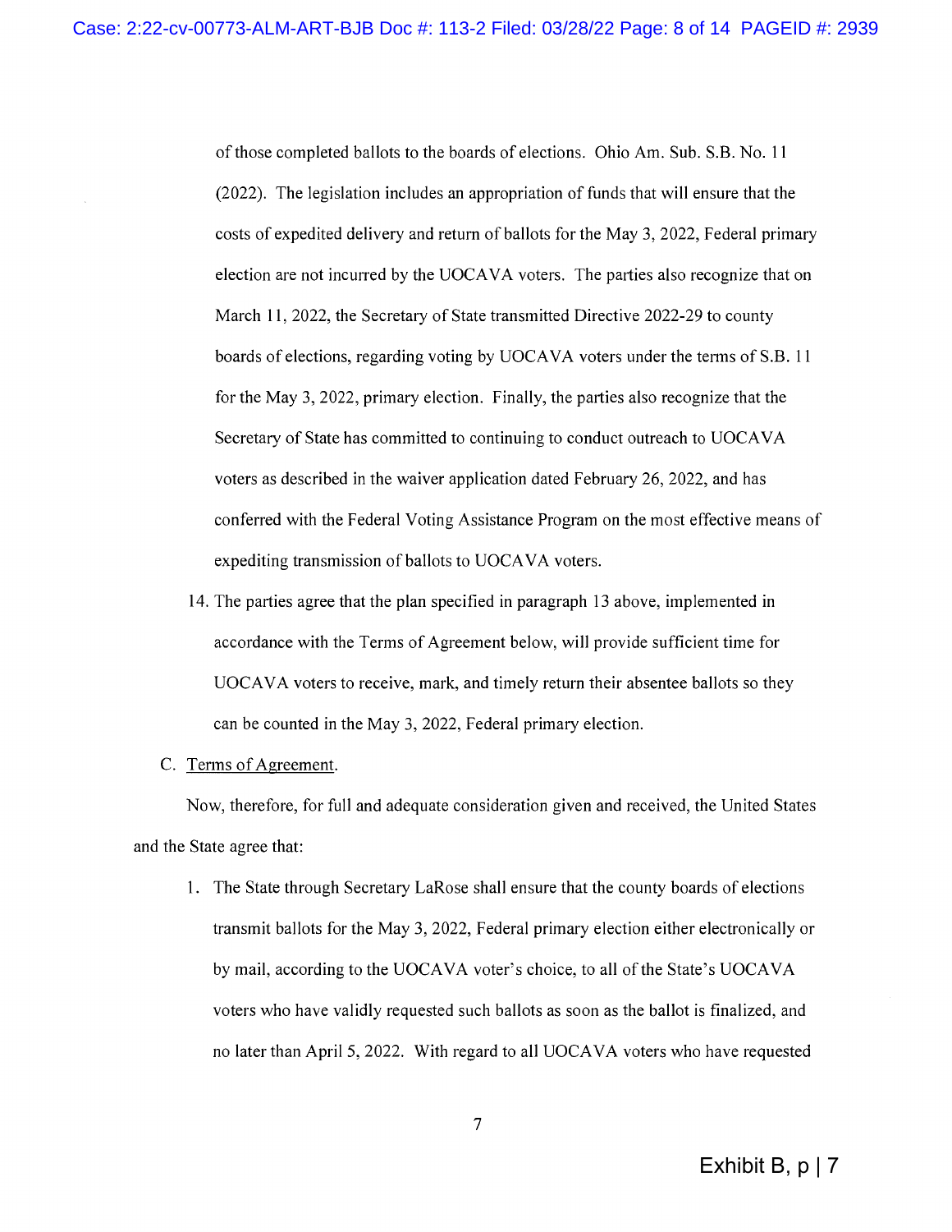of those completed ballots to the boards of elections. Ohio Am. Sub. S.B. No. 11 (2022). The legislation includes an appropriation of funds that will ensure that the costs of expedited delivery and return of ballots for the May 3, 2022, Federal primary election are not incurred by the UOCAVA voters. The parties also recognize that on March 11, 2022, the Secretary of State transmitted Directive 2022-29 to county boards of elections, regarding voting by UOCAVA voters under the terms of S.B. 11 for the May 3, 2022, primary election. Finally, the parties also recognize that the Secretary of State has committed to continuing to conduct outreach to UOCAVA voters as described in the waiver application dated February 26, 2022, and has conferred with the Federal Voting Assistance Program on the most effective means of expediting transmission of ballots to UOCAVA voters.

14. The parties agree that the plan specified in paragraph 13 above, implemented in accordance with the Terms of Agreement below, will provide sufficient time for UOCAVA voters to receive, mark, and timely return their absentee ballots so they can be counted in the May 3, 2022, Federal primary election.

C. Terms of Agreement.

Now, therefore, for full and adequate consideration given and received, the United States and the State agree that:

1. The State through Secretary LaRose shall ensure that the county boards of elections transmit ballots for the May 3, 2022, Federal primary election either electronically or by mail, according to the UOCAVA voter's choice, to all of the State's UOCAVA voters who have validly requested such ballots as soon as the ballot is finalized, and no later than April 5, 2022. With regard to all UOCAVA voters who have requested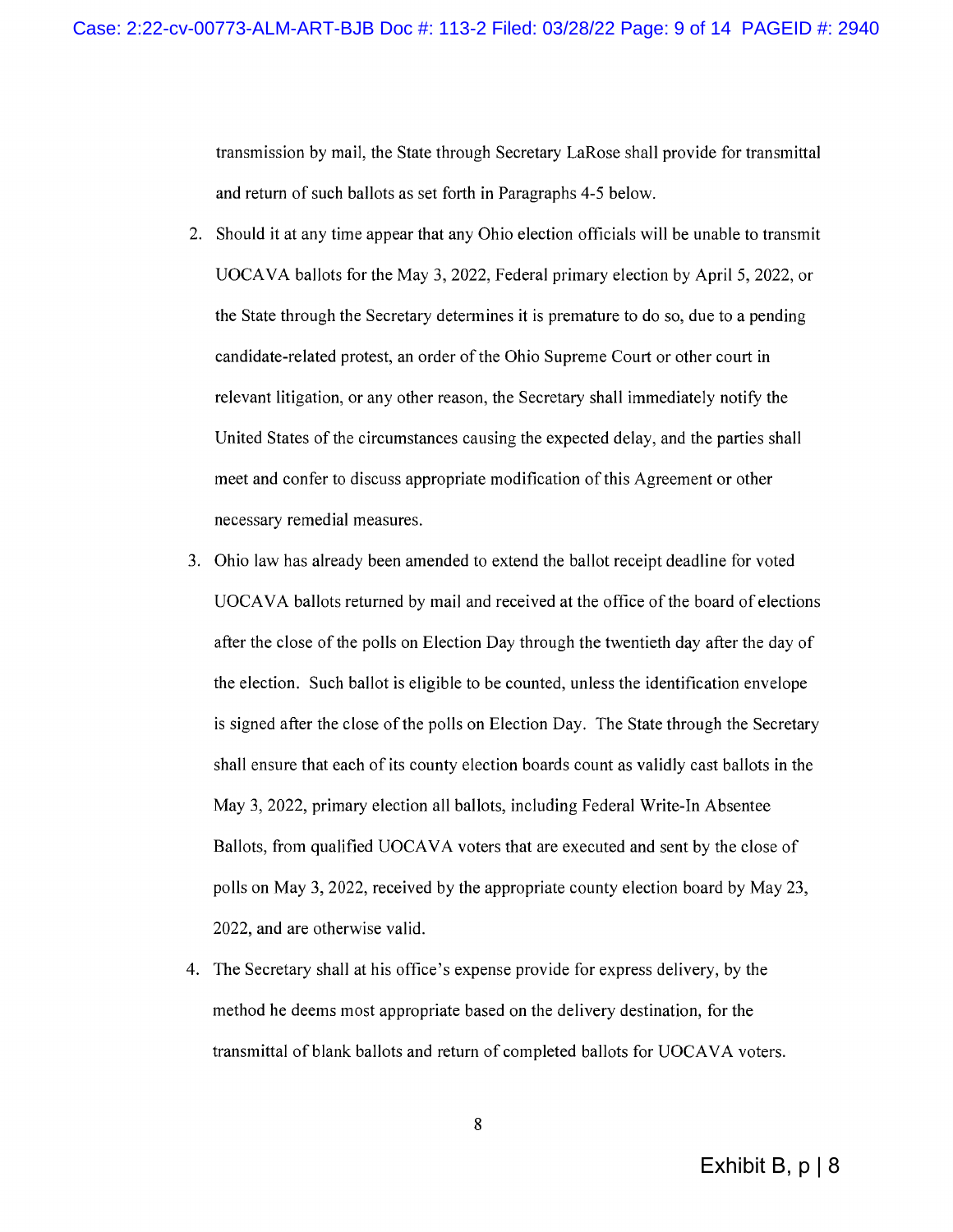transmission by mail, the State through Secretary LaRose shall provide for transmittal and return of such ballots as set forth in Paragraphs 4-5 below.

2. Should it at any time appear that any Ohio election officials will be unable to transmit UOCAVA ballots for the May 3, 2022, Federal primary election by April 5, 2022, or the State through the Secretary determines it is premature to do so, due to a pending candidate-related protest, an order of the Ohio Supreme Court or other court in relevant litigation, or any other reason, the Secretary shall immediately notify the United States of the circumstances causing the expected delay, and the parties shall meet and confer to discuss appropriate modification of this Agreement or other necessary remedial measures.

3. Ohio law has already been amended to extend the ballot receipt deadline for voted UOCAVA ballots returned by mail and received at the office of the board of elections after the close of the polls on Election Day through the twentieth day after the day of the election. Such ballot is eligible to be counted, unless the identification envelope is signed after the close of the polls on Election Day. The State through the Secretary shall ensure that each of its county election boards count as validly cast ballots in the May 3, 2022, primary election all ballots, including Federal Write-In Absentee Ballots, from qualified UOCAVA voters that are executed and sent by the close of polls on May 3, 2022, received by the appropriate county election board by May 23, 2022, and are otherwise valid.

4. The Secretary shall at his office's expense provide for express delivery, by the method he deems most appropriate based on the delivery destination, for the transmittal of blank ballots and return of completed ballots for UOCAVA voters.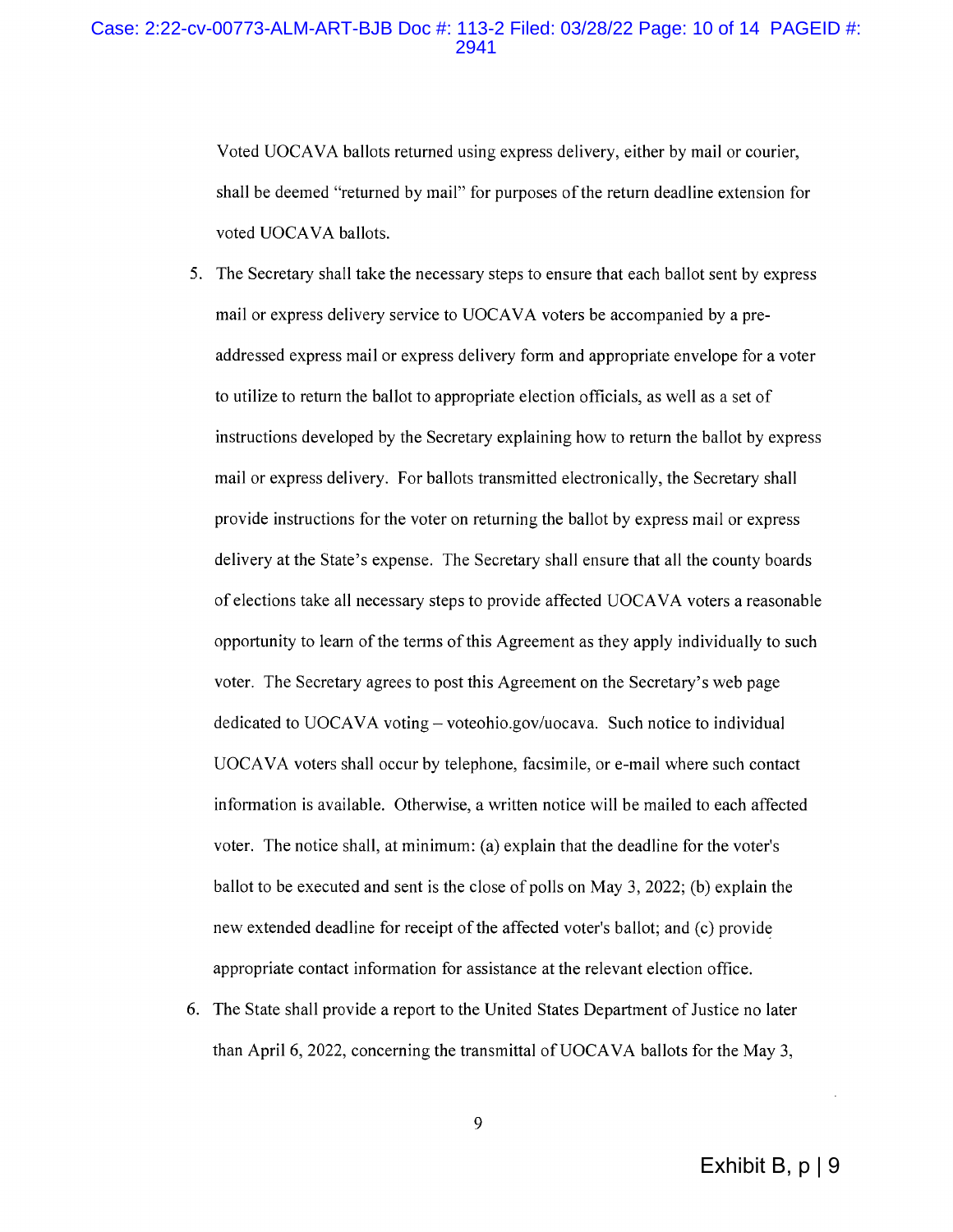Voted UOCAVA ballots returned using express delivery, either by mail or courier, shall be deemed "returned by mail" for purposes of the return deadline extension for voted UOCAVA ballots.

5. The Secretary shall take the necessary steps to ensure that each ballot sent by express mail or express delivery service to UOCAVA voters be accompanied by a pre-addressed express mail or express delivery form and appropriate envelope for a voter to utilize to return the ballot to appropriate election officials, as well as a set of instructions developed by the Secretary explaining how to return the ballot by express mail or express delivery. For ballots transmitted electronically, the Secretary shall provide instructions for the voter on returning the ballot by express mail or express delivery at the State's expense. The Secretary shall ensure that all the county boards of elections take all necessary steps to provide affected UOCAVA voters a reasonable opportunity to learn of the terms of this Agreement as they apply individually to such voter. The Secretary agrees to post this Agreement on the Secretary's web page dedicated to UOCAVA voting – voteohio.gov/uocava. Such notice to individual UOCAVA voters shall occur by telephone, facsimile, or e-mail where such contact information is available. Otherwise, a written notice will be mailed to each affected voter. The notice shall, at minimum: (a) explain that the deadline for the voter's ballot to be executed and sent is the close of polls on May 3, 2022; (b) explain the new extended deadline for receipt of the affected voter's ballot; and (c) provide appropriate contact information for assistance at the relevant election office.

6. The State shall provide a report to the United States Department of Justice no later than April 6, 2022, concerning the transmittal of UOCAVA ballots for the May 3,

Exhibit B, p | 9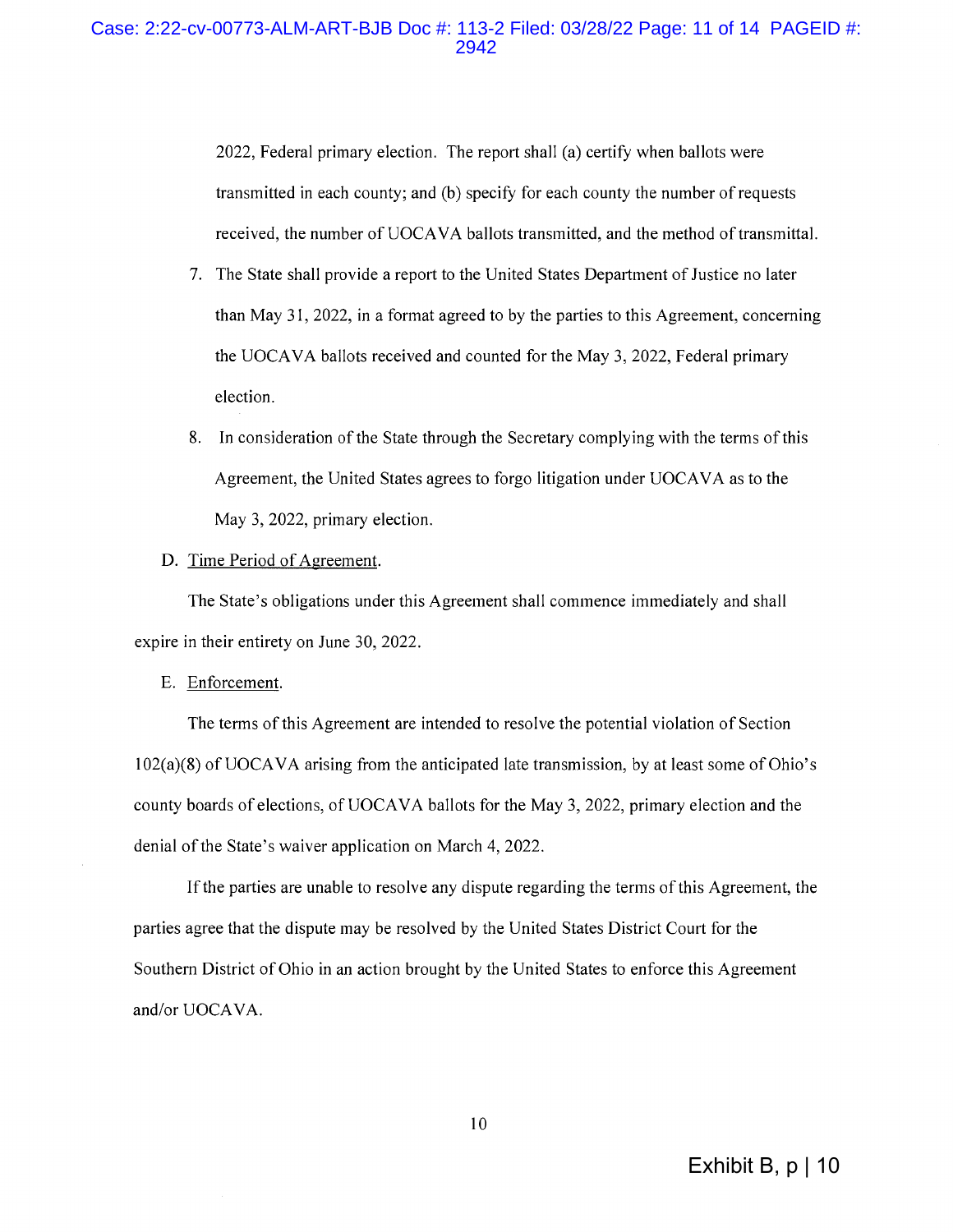2022, Federal primary election. The report shall (a) certify when ballots were transmitted in each county; and (b) specify for each county the number of requests received, the number of UOCAVA ballots transmitted, and the method of transmittal.

7. The State shall provide a report to the United States Department of Justice no later than May 31, 2022, in a format agreed to by the parties to this Agreement, concerning the UOCAVA ballots received and counted for the May 3, 2022, Federal primary election.

8. In consideration of the State through the Secretary complying with the terms of this Agreement, the United States agrees to forgo litigation under UOCAVA as to the May 3, 2022, primary election.

D. Time Period of Agreement.

The State's obligations under this Agreement shall commence immediately and shall expire in their entirety on June 30, 2022.

E. Enforcement.

The terms of this Agreement are intended to resolve the potential violation of Section 102(a)(8) of UOCAVA arising from the anticipated late transmission, by at least some of Ohio's county boards of elections, of UOCAVA ballots for the May 3, 2022, primary election and the denial of the State's waiver application on March 4, 2022.

If the parties are unable to resolve any dispute regarding the terms of this Agreement, the parties agree that the dispute may be resolved by the United States District Court for the Southern District of Ohio in an action brought by the United States to enforce this Agreement and/or UOCAVA.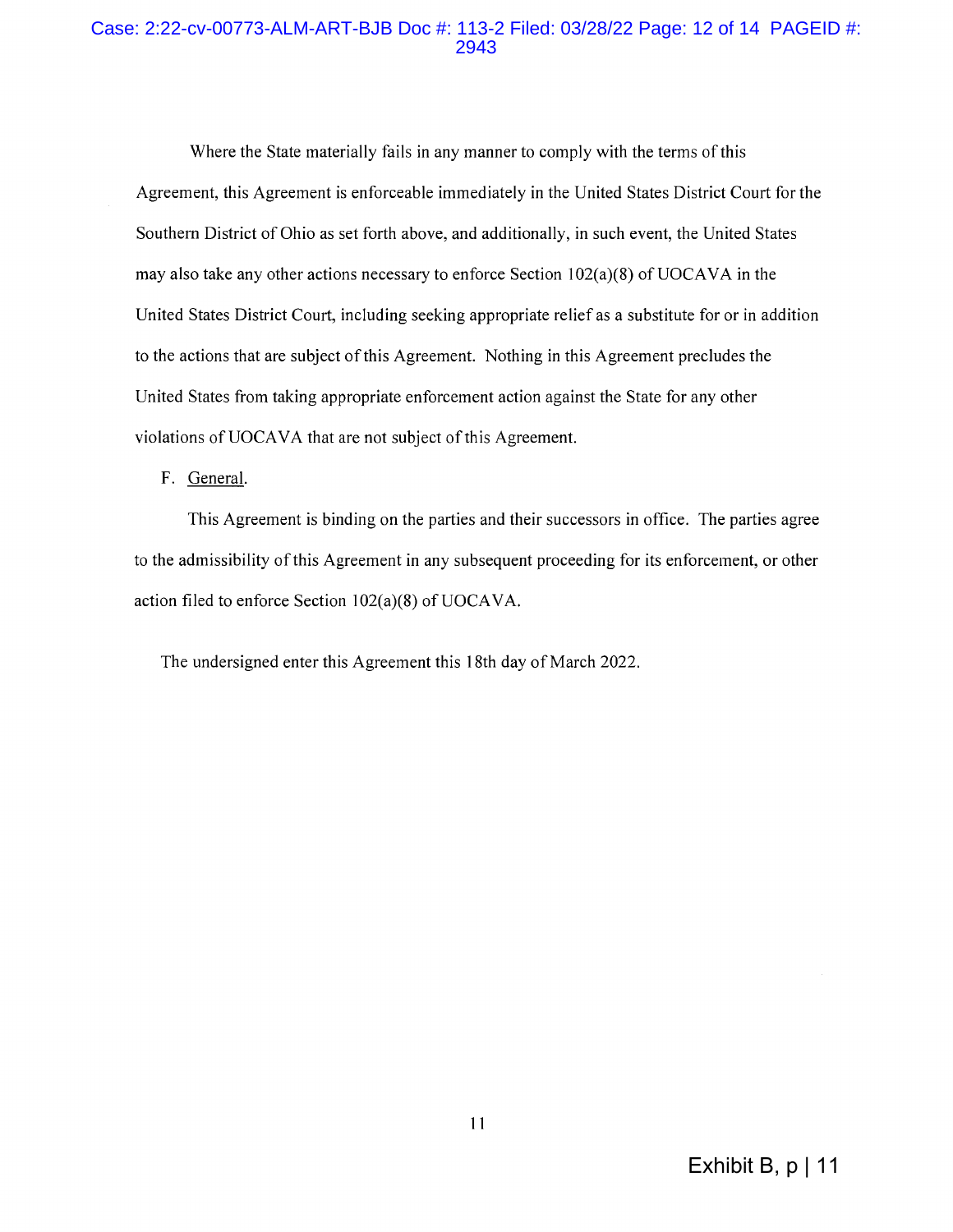Where the State materially fails in any manner to comply with the terms of this Agreement, this Agreement is enforceable immediately in the United States District Court for the Southern District of Ohio as set forth above, and additionally, in such event, the United States may also take any other actions necessary to enforce Section 102(a)(8) of UOCAVA in the United States District Court, including seeking appropriate relief as a substitute for or in addition to the actions that are subject of this Agreement. Nothing in this Agreement precludes the United States from taking appropriate enforcement action against the State for any other violations of UOCAVA that are not subject of this Agreement.

F. General.

This Agreement is binding on the parties and their successors in office. The parties agree to the admissibility of this Agreement in any subsequent proceeding for its enforcement, or other action filed to enforce Section 102(a)(8) of UOCAVA.

The undersigned enter this Agreement this 18th day of March 2022.

Exhibit B, p | 11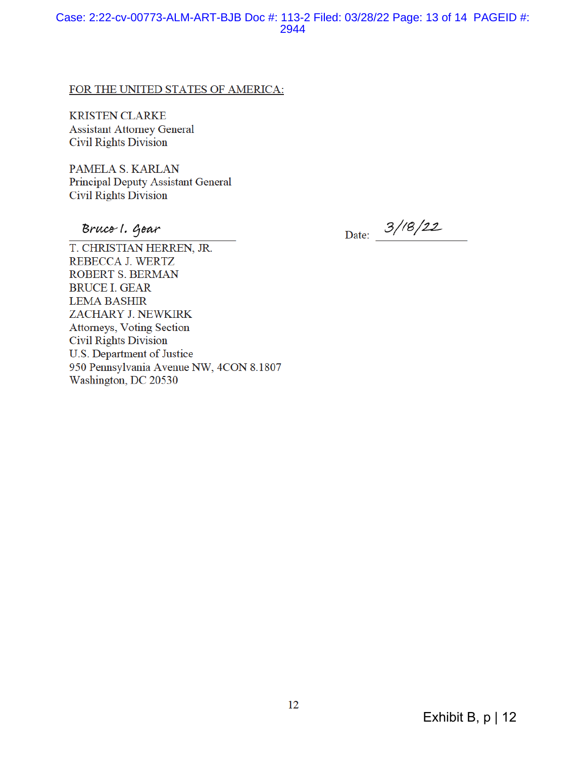FOR THE UNITED STATES OF AMERICA:

KRISTEN CLARKE
Assistant Attorney General
Civil Rights Division

PAMELA S. KARLAN
Principal Deputy Assistant General
Civil Rights Division

Bruce I. Gear ______________________ Date: 3/18/22

T. CHRISTIAN HERREN, JR.
REBECCA J. WERTZ
ROBERT S. BERMAN
BRUCE I. GEAR
LEMA BASHIR
ZACHARY J. NEWKIRK
Attorneys, Voting Section
Civil Rights Division
U.S. Department of Justice
950 Pennsylvania Avenue NW, 4CON 8.1807
Washington, DC 20530

Exhibit B, p | 12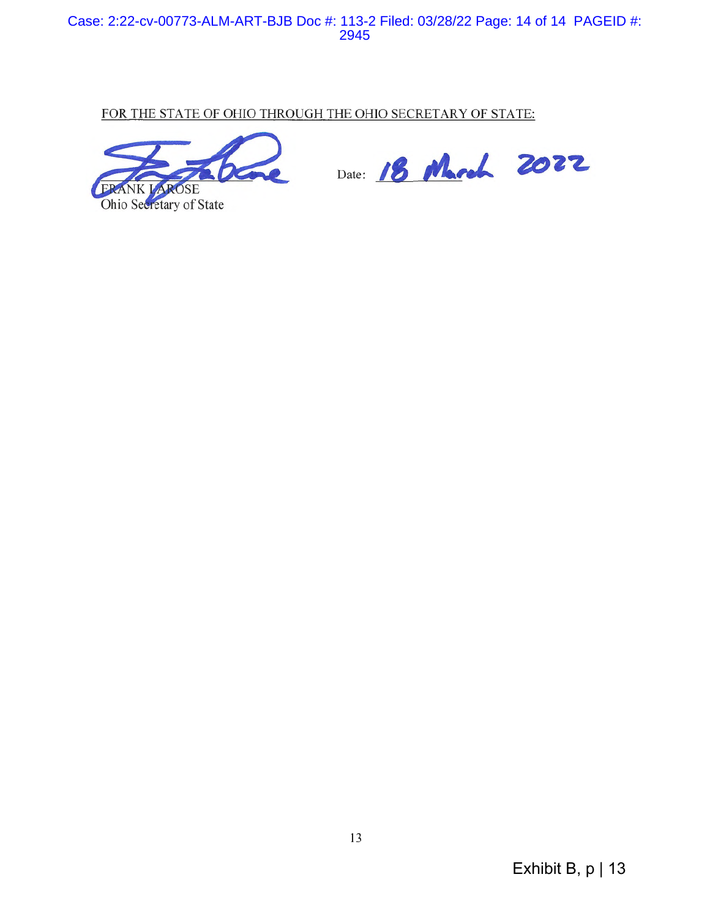FOR THE STATE OF OHIO THROUGH THE OHIO SECRETARY OF STATE:

FRANK LAROSE
Ohio Secretary of State

Date: 18 March 2022

Exhibit B, p | 13